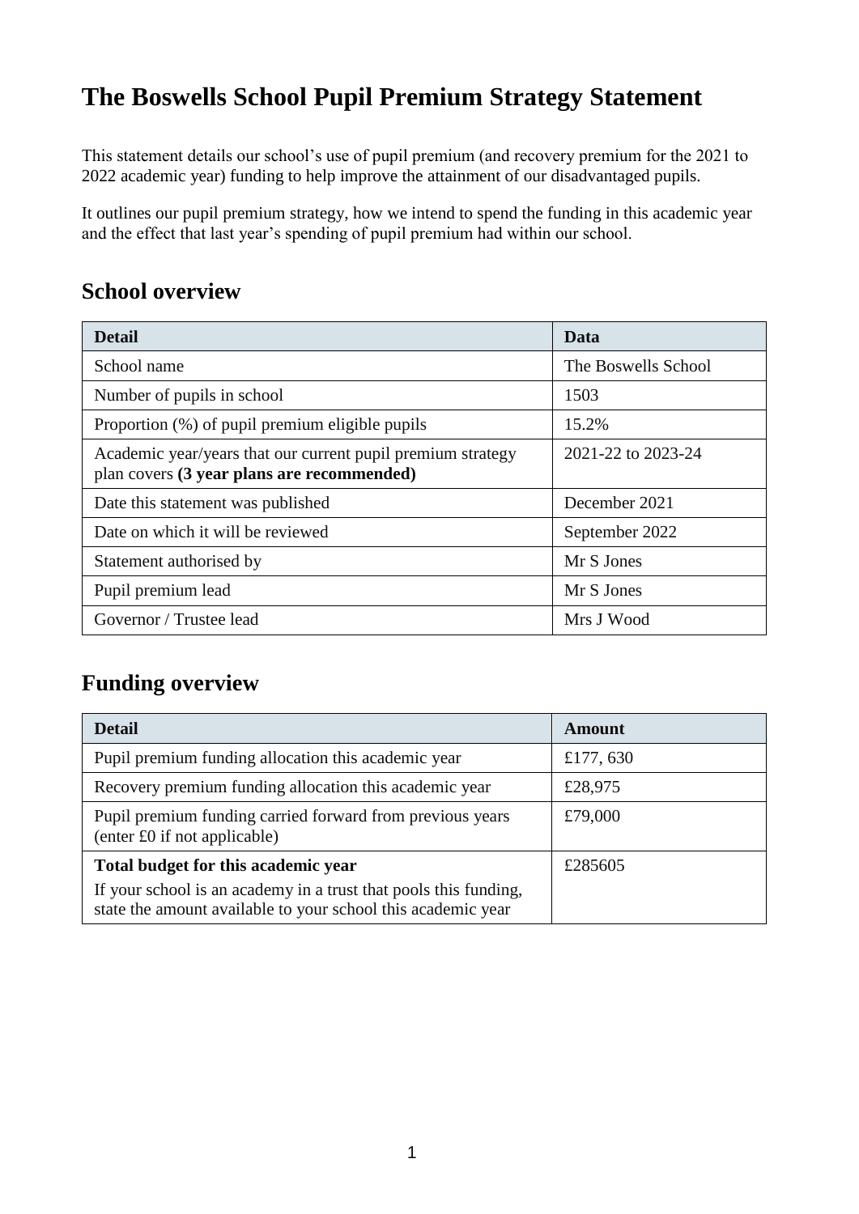# The Boswells School Pupil Premium Strategy Statement

This statement details our school's use of pupil premium (and recovery premium for the 2021 to 2022 academic year) funding to help improve the attainment of our disadvantaged pupils.

It outlines our pupil premium strategy, how we intend to spend the funding in this academic year and the effect that last year's spending of pupil premium had within our school.

## School overview

| Detail | Data |
|---|---|
| School name | The Boswells School |
| Number of pupils in school | 1503 |
| Proportion (%) of pupil premium eligible pupils | 15.2% |
| Academic year/years that our current pupil premium strategy plan covers **(3 year plans are recommended)** | 2021-22 to 2023-24 |
| Date this statement was published | December 2021 |
| Date on which it will be reviewed | September 2022 |
| Statement authorised by | Mr S Jones |
| Pupil premium lead | Mr S Jones |
| Governor / Trustee lead | Mrs J Wood |

## Funding overview

| Detail | Amount |
|---|---|
| Pupil premium funding allocation this academic year | £177, 630 |
| Recovery premium funding allocation this academic year | £28,975 |
| Pupil premium funding carried forward from previous years (enter £0 if not applicable) | £79,000 |
| **Total budget for this academic year**<br>If your school is an academy in a trust that pools this funding, state the amount available to your school this academic year | £285605 |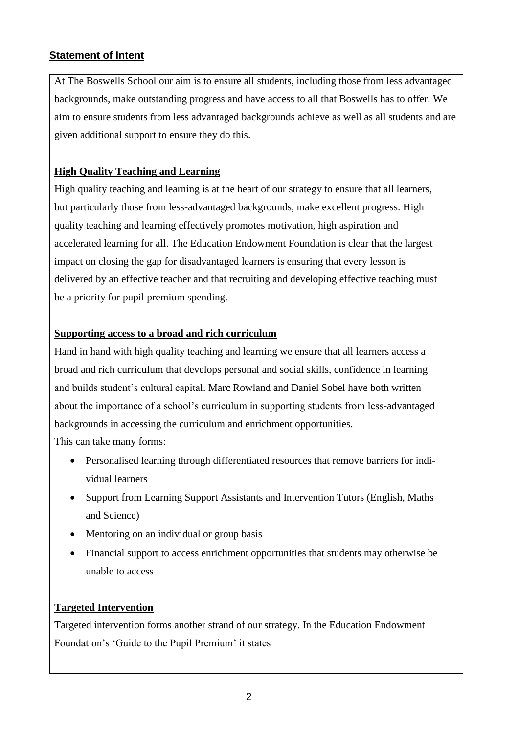## Statement of Intent

At The Boswells School our aim is to ensure all students, including those from less advantaged backgrounds, make outstanding progress and have access to all that Boswells has to offer. We aim to ensure students from less advantaged backgrounds achieve as well as all students and are given additional support to ensure they do this.

### High Quality Teaching and Learning

High quality teaching and learning is at the heart of our strategy to ensure that all learners, but particularly those from less-advantaged backgrounds, make excellent progress. High quality teaching and learning effectively promotes motivation, high aspiration and accelerated learning for all. The Education Endowment Foundation is clear that the largest impact on closing the gap for disadvantaged learners is ensuring that every lesson is delivered by an effective teacher and that recruiting and developing effective teaching must be a priority for pupil premium spending.

### Supporting access to a broad and rich curriculum

Hand in hand with high quality teaching and learning we ensure that all learners access a broad and rich curriculum that develops personal and social skills, confidence in learning and builds student's cultural capital. Marc Rowland and Daniel Sobel have both written about the importance of a school's curriculum in supporting students from less-advantaged backgrounds in accessing the curriculum and enrichment opportunities.

This can take many forms:

- Personalised learning through differentiated resources that remove barriers for individual learners
- Support from Learning Support Assistants and Intervention Tutors (English, Maths and Science)
- Mentoring on an individual or group basis
- Financial support to access enrichment opportunities that students may otherwise be unable to access

### Targeted Intervention

Targeted intervention forms another strand of our strategy. In the Education Endowment Foundation's 'Guide to the Pupil Premium' it states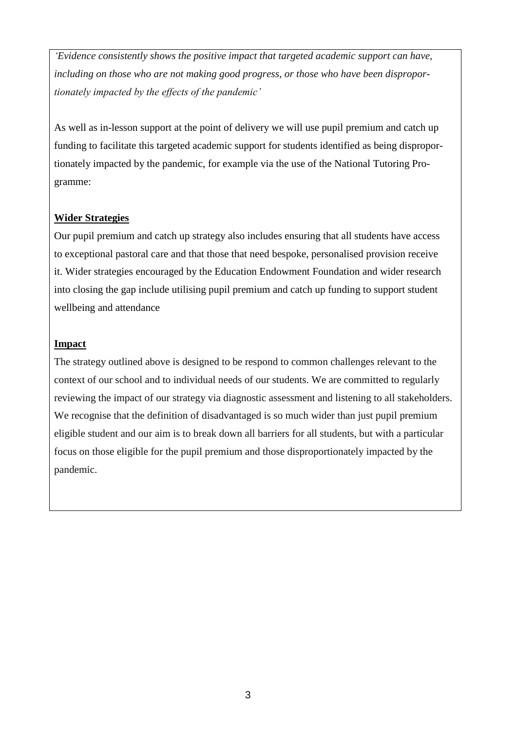*'Evidence consistently shows the positive impact that targeted academic support can have, including on those who are not making good progress, or those who have been disproportionately impacted by the effects of the pandemic'*

As well as in-lesson support at the point of delivery we will use pupil premium and catch up funding to facilitate this targeted academic support for students identified as being disproportionately impacted by the pandemic, for example via the use of the National Tutoring Programme:

**Wider Strategies**

Our pupil premium and catch up strategy also includes ensuring that all students have access to exceptional pastoral care and that those that need bespoke, personalised provision receive it. Wider strategies encouraged by the Education Endowment Foundation and wider research into closing the gap include utilising pupil premium and catch up funding to support student wellbeing and attendance

**Impact**

The strategy outlined above is designed to be respond to common challenges relevant to the context of our school and to individual needs of our students. We are committed to regularly reviewing the impact of our strategy via diagnostic assessment and listening to all stakeholders. We recognise that the definition of disadvantaged is so much wider than just pupil premium eligible student and our aim is to break down all barriers for all students, but with a particular focus on those eligible for the pupil premium and those disproportionately impacted by the pandemic.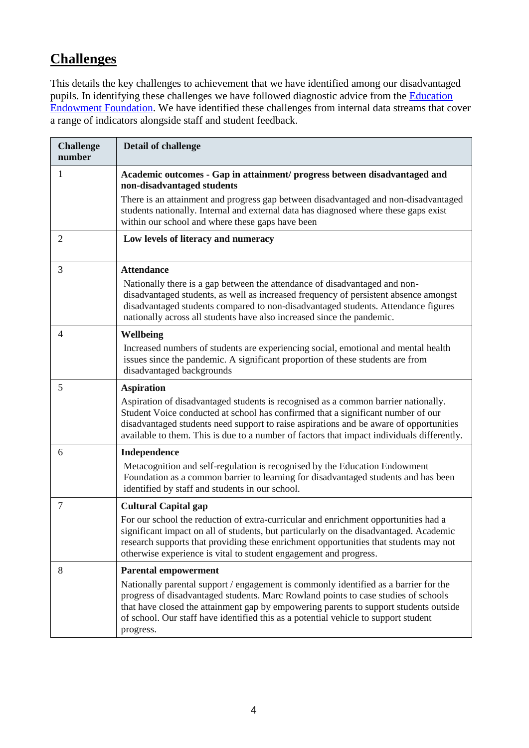## Challenges

This details the key challenges to achievement that we have identified among our disadvantaged pupils. In identifying these challenges we have followed diagnostic advice from the Education Endowment Foundation. We have identified these challenges from internal data streams that cover a range of indicators alongside staff and student feedback.

| Challenge number | Detail of challenge |
|---|---|
| 1 | **Academic outcomes - Gap in attainment/ progress between disadvantaged and non-disadvantaged students**<br>There is an attainment and progress gap between disadvantaged and non-disadvantaged students nationally. Internal and external data has diagnosed where these gaps exist within our school and where these gaps have been |
| 2 | **Low levels of literacy and numeracy** |
| 3 | **Attendance**<br>Nationally there is a gap between the attendance of disadvantaged and non-disadvantaged students, as well as increased frequency of persistent absence amongst disadvantaged students compared to non-disadvantaged students. Attendance figures nationally across all students have also increased since the pandemic. |
| 4 | **Wellbeing**<br>Increased numbers of students are experiencing social, emotional and mental health issues since the pandemic. A significant proportion of these students are from disadvantaged backgrounds |
| 5 | **Aspiration**<br>Aspiration of disadvantaged students is recognised as a common barrier nationally. Student Voice conducted at school has confirmed that a significant number of our disadvantaged students need support to raise aspirations and be aware of opportunities available to them. This is due to a number of factors that impact individuals differently. |
| 6 | **Independence**<br>Metacognition and self-regulation is recognised by the Education Endowment Foundation as a common barrier to learning for disadvantaged students and has been identified by staff and students in our school. |
| 7 | **Cultural Capital gap**<br>For our school the reduction of extra-curricular and enrichment opportunities had a significant impact on all of students, but particularly on the disadvantaged. Academic research supports that providing these enrichment opportunities that students may not otherwise experience is vital to student engagement and progress. |
| 8 | **Parental empowerment**<br>Nationally parental support / engagement is commonly identified as a barrier for the progress of disadvantaged students. Marc Rowland points to case studies of schools that have closed the attainment gap by empowering parents to support students outside of school. Our staff have identified this as a potential vehicle to support student progress. |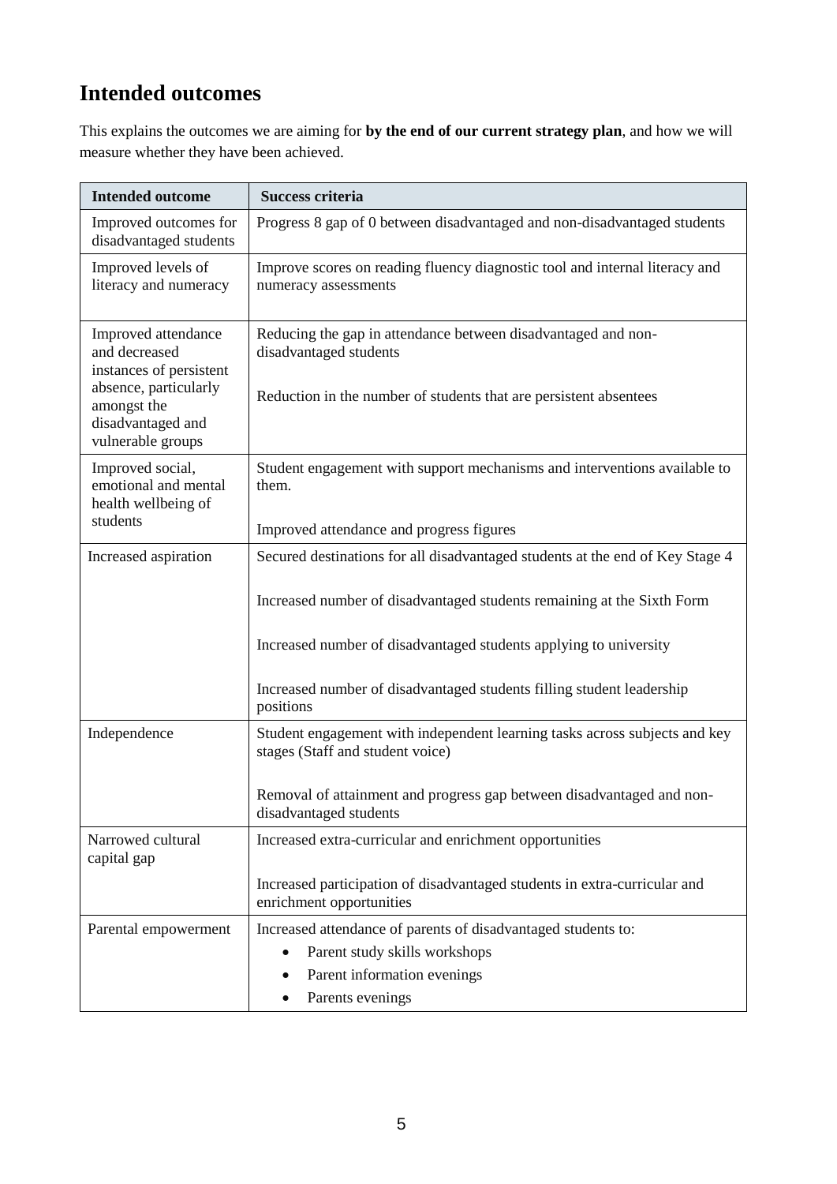## Intended outcomes

This explains the outcomes we are aiming for **by the end of our current strategy plan**, and how we will measure whether they have been achieved.

| Intended outcome | Success criteria |
|---|---|
| Improved outcomes for disadvantaged students | Progress 8 gap of 0 between disadvantaged and non-disadvantaged students |
| Improved levels of literacy and numeracy | Improve scores on reading fluency diagnostic tool and internal literacy and numeracy assessments |
| Improved attendance and decreased instances of persistent absence, particularly amongst the disadvantaged and vulnerable groups | Reducing the gap in attendance between disadvantaged and non-disadvantaged students<br><br>Reduction in the number of students that are persistent absentees |
| Improved social, emotional and mental health wellbeing of students | Student engagement with support mechanisms and interventions available to them.<br><br>Improved attendance and progress figures |
| Increased aspiration | Secured destinations for all disadvantaged students at the end of Key Stage 4<br><br>Increased number of disadvantaged students remaining at the Sixth Form<br><br>Increased number of disadvantaged students applying to university<br><br>Increased number of disadvantaged students filling student leadership positions |
| Independence | Student engagement with independent learning tasks across subjects and key stages (Staff and student voice)<br><br>Removal of attainment and progress gap between disadvantaged and non-disadvantaged students |
| Narrowed cultural capital gap | Increased extra-curricular and enrichment opportunities<br><br>Increased participation of disadvantaged students in extra-curricular and enrichment opportunities |
| Parental empowerment | Increased attendance of parents of disadvantaged students to:<br>• Parent study skills workshops<br>• Parent information evenings<br>• Parents evenings |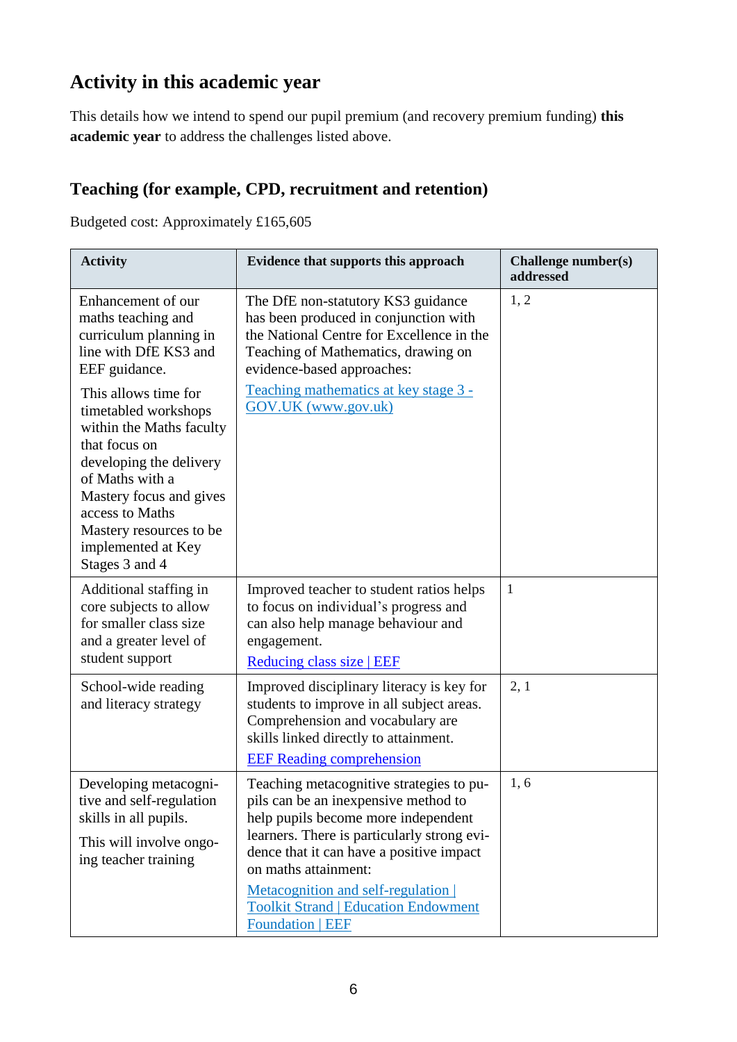## Activity in this academic year

This details how we intend to spend our pupil premium (and recovery premium funding) **this academic year** to address the challenges listed above.

### Teaching (for example, CPD, recruitment and retention)

Budgeted cost: Approximately £165,605

| Activity | Evidence that supports this approach | Challenge number(s) addressed |
|---|---|---|
| Enhancement of our maths teaching and curriculum planning in line with DfE KS3 and EEF guidance.<br><br>This allows time for timetabled workshops within the Maths faculty that focus on developing the delivery of Maths with a Mastery focus and gives access to Maths Mastery resources to be implemented at Key Stages 3 and 4 | The DfE non-statutory KS3 guidance has been produced in conjunction with the National Centre for Excellence in the Teaching of Mathematics, drawing on evidence-based approaches:<br><br>Teaching mathematics at key stage 3 - GOV.UK (www.gov.uk) | 1, 2 |
| Additional staffing in core subjects to allow for smaller class size and a greater level of student support | Improved teacher to student ratios helps to focus on individual's progress and can also help manage behaviour and engagement.<br><br>Reducing class size \| EEF | 1 |
| School-wide reading and literacy strategy | Improved disciplinary literacy is key for students to improve in all subject areas. Comprehension and vocabulary are skills linked directly to attainment.<br><br>EEF Reading comprehension | 2, 1 |
| Developing metacognitive and self-regulation skills in all pupils.<br><br>This will involve ongoing teacher training | Teaching metacognitive strategies to pupils can be an inexpensive method to help pupils become more independent learners. There is particularly strong evidence that it can have a positive impact on maths attainment:<br><br>Metacognition and self-regulation \| Toolkit Strand \| Education Endowment Foundation \| EEF | 1, 6 |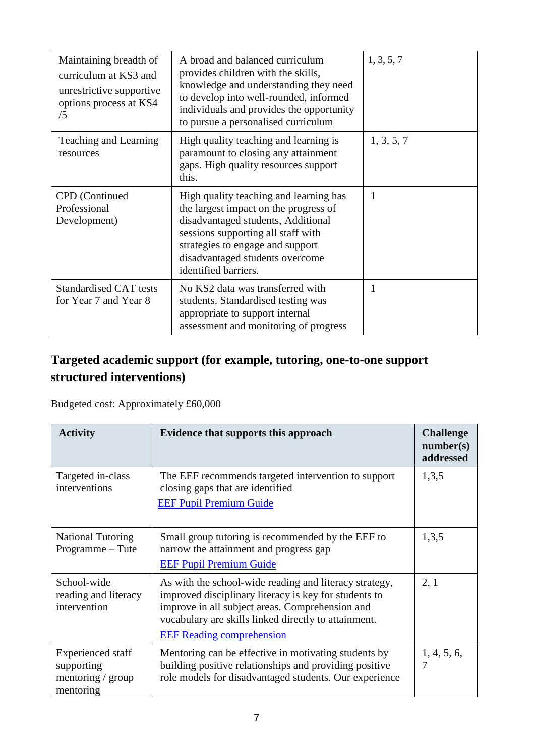| | | |
|---|---|---|
| Maintaining breadth of curriculum at KS3 and unrestrictive supportive options process at KS4 /5 | A broad and balanced curriculum provides children with the skills, knowledge and understanding they need to develop into well-rounded, informed individuals and provides the opportunity to pursue a personalised curriculum | 1, 3, 5, 7 |
| Teaching and Learning resources | High quality teaching and learning is paramount to closing any attainment gaps. High quality resources support this. | 1, 3, 5, 7 |
| CPD (Continued Professional Development) | High quality teaching and learning has the largest impact on the progress of disadvantaged students, Additional sessions supporting all staff with strategies to engage and support disadvantaged students overcome identified barriers. | 1 |
| Standardised CAT tests for Year 7 and Year 8 | No KS2 data was transferred with students. Standardised testing was appropriate to support internal assessment and monitoring of progress | 1 |

## Targeted academic support (for example, tutoring, one-to-one support structured interventions)

Budgeted cost: Approximately £60,000

| Activity | Evidence that supports this approach | Challenge number(s) addressed |
|---|---|---|
| Targeted in-class interventions | The EEF recommends targeted intervention to support closing gaps that are identified<br>EEF Pupil Premium Guide | 1,3,5 |
| National Tutoring Programme – Tute | Small group tutoring is recommended by the EEF to narrow the attainment and progress gap<br>EEF Pupil Premium Guide | 1,3,5 |
| School-wide reading and literacy intervention | As with the school-wide reading and literacy strategy, improved disciplinary literacy is key for students to improve in all subject areas. Comprehension and vocabulary are skills linked directly to attainment.<br>EEF Reading comprehension | 2, 1 |
| Experienced staff supporting mentoring / group mentoring | Mentoring can be effective in motivating students by building positive relationships and providing positive role models for disadvantaged students. Our experience | 1, 4, 5, 6, 7 |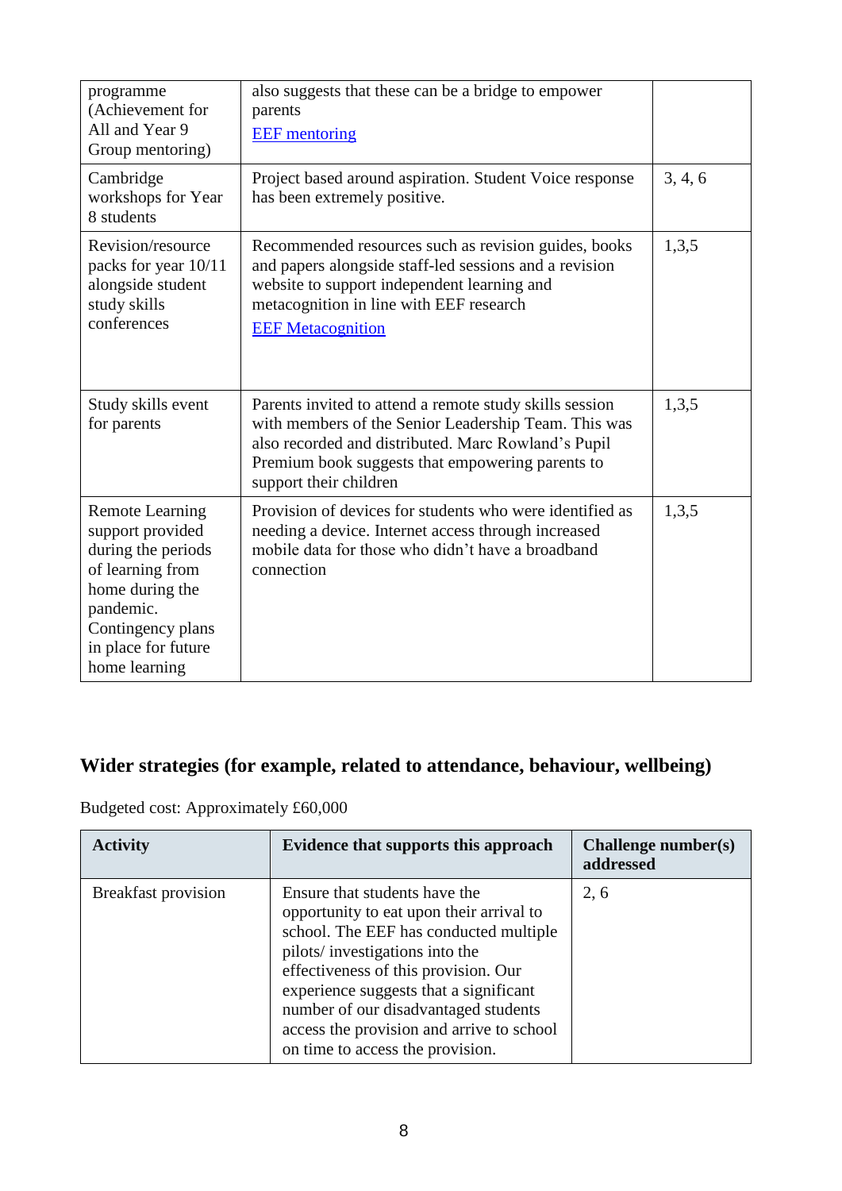| | | |
|---|---|---|
| programme (Achievement for All and Year 9 Group mentoring) | also suggests that these can be a bridge to empower parents [EEF mentoring] | |
| Cambridge workshops for Year 8 students | Project based around aspiration. Student Voice response has been extremely positive. | 3, 4, 6 |
| Revision/resource packs for year 10/11 alongside student study skills conferences | Recommended resources such as revision guides, books and papers alongside staff-led sessions and a revision website to support independent learning and metacognition in line with EEF research [EEF Metacognition] | 1,3,5 |
| Study skills event for parents | Parents invited to attend a remote study skills session with members of the Senior Leadership Team. This was also recorded and distributed. Marc Rowland's Pupil Premium book suggests that empowering parents to support their children | 1,3,5 |
| Remote Learning support provided during the periods of learning from home during the pandemic. Contingency plans in place for future home learning | Provision of devices for students who were identified as needing a device. Internet access through increased mobile data for those who didn't have a broadband connection | 1,3,5 |

## Wider strategies (for example, related to attendance, behaviour, wellbeing)

Budgeted cost: Approximately £60,000

| Activity | Evidence that supports this approach | Challenge number(s) addressed |
|---|---|---|
| Breakfast provision | Ensure that students have the opportunity to eat upon their arrival to school. The EEF has conducted multiple pilots/ investigations into the effectiveness of this provision. Our experience suggests that a significant number of our disadvantaged students access the provision and arrive to school on time to access the provision. | 2, 6 |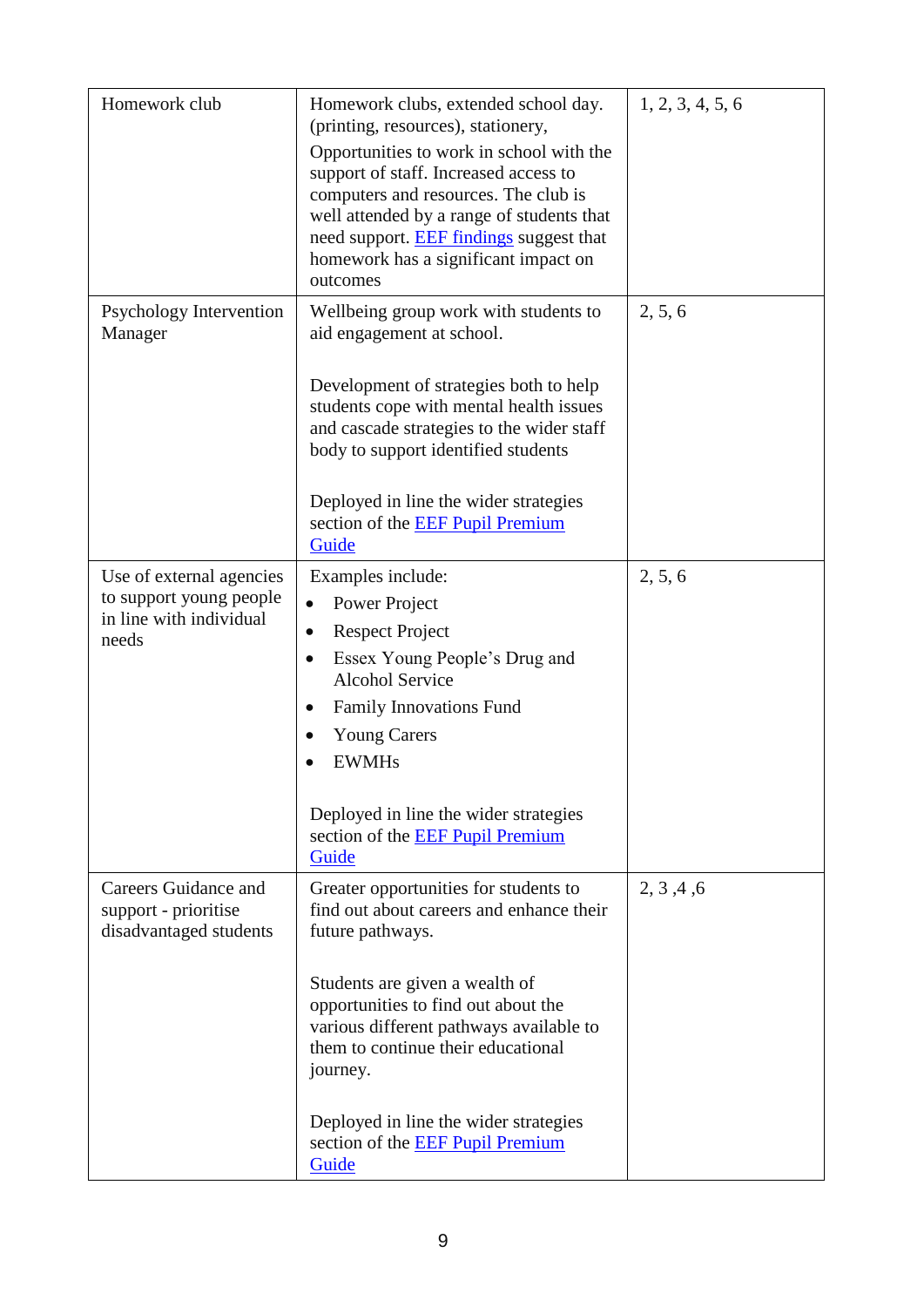| | | |
|---|---|---|
| Homework club | Homework clubs, extended school day. (printing, resources), stationery, Opportunities to work in school with the support of staff. Increased access to computers and resources. The club is well attended by a range of students that need support. EEF findings suggest that homework has a significant impact on outcomes | 1, 2, 3, 4, 5, 6 |
| Psychology Intervention Manager | Wellbeing group work with students to aid engagement at school.<br><br>Development of strategies both to help students cope with mental health issues and cascade strategies to the wider staff body to support identified students<br><br>Deployed in line the wider strategies section of the EEF Pupil Premium Guide | 2, 5, 6 |
| Use of external agencies to support young people in line with individual needs | Examples include:<br>• Power Project<br>• Respect Project<br>• Essex Young People's Drug and Alcohol Service<br>• Family Innovations Fund<br>• Young Carers<br>• EWMHs<br><br>Deployed in line the wider strategies section of the EEF Pupil Premium Guide | 2, 5, 6 |
| Careers Guidance and support - prioritise disadvantaged students | Greater opportunities for students to find out about careers and enhance their future pathways.<br><br>Students are given a wealth of opportunities to find out about the various different pathways available to them to continue their educational journey.<br><br>Deployed in line the wider strategies section of the EEF Pupil Premium Guide | 2, 3 ,4 ,6 |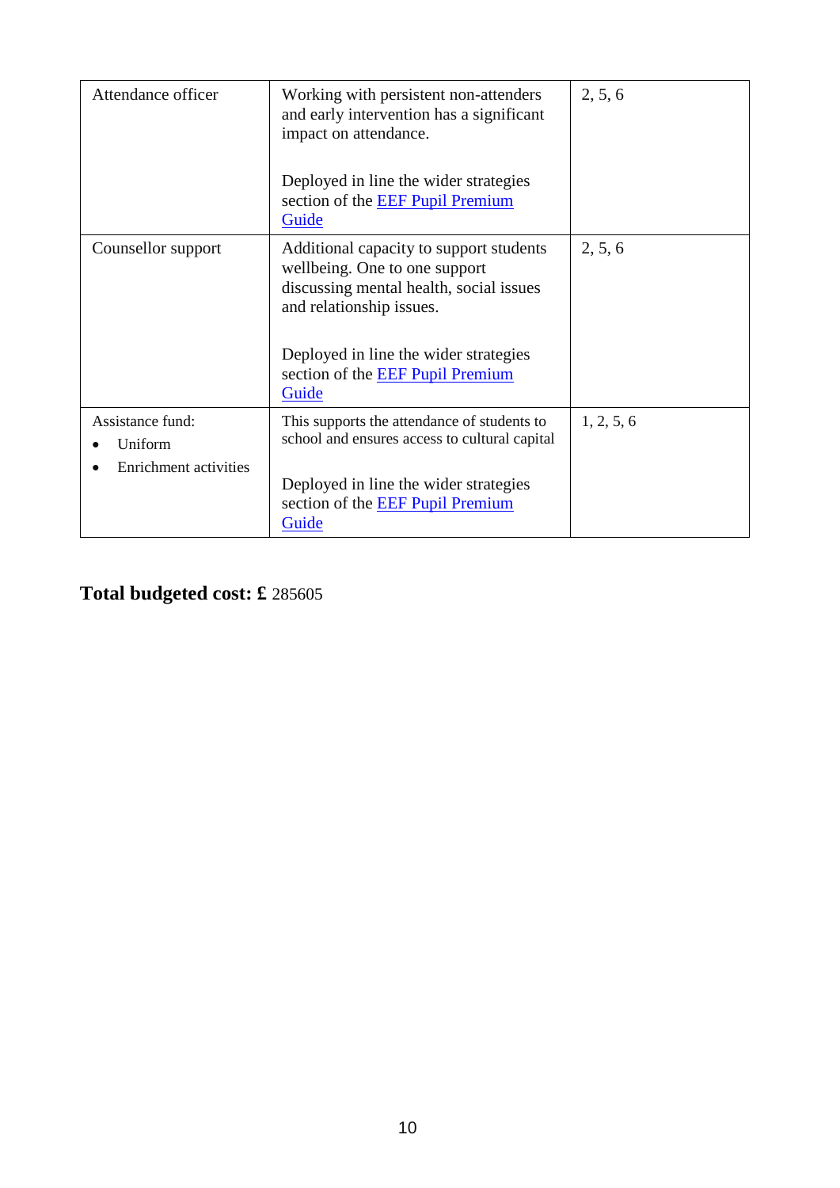| Attendance officer | Working with persistent non-attenders and early intervention has a significant impact on attendance.<br><br>Deployed in line the wider strategies section of the [EEF Pupil Premium Guide]() | 2, 5, 6 |
|---|---|---|
| Counsellor support | Additional capacity to support students wellbeing. One to one support discussing mental health, social issues and relationship issues.<br><br>Deployed in line the wider strategies section of the [EEF Pupil Premium Guide]() | 2, 5, 6 |
| Assistance fund:<br>• Uniform<br>• Enrichment activities | This supports the attendance of students to school and ensures access to cultural capital<br><br>Deployed in line the wider strategies section of the [EEF Pupil Premium Guide]() | 1, 2, 5, 6 |

**Total budgeted cost: £** 285605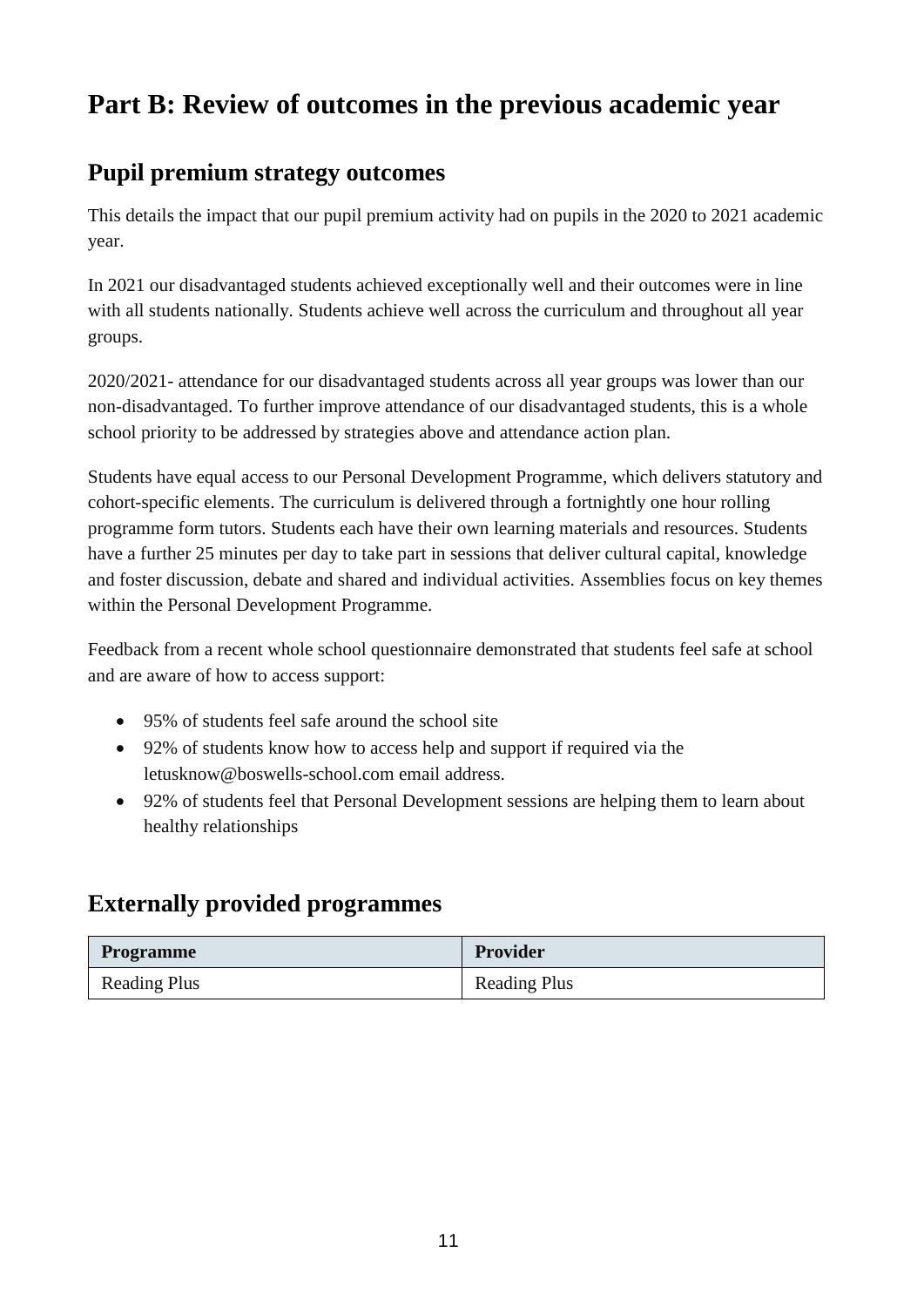# Part B: Review of outcomes in the previous academic year

## Pupil premium strategy outcomes

This details the impact that our pupil premium activity had on pupils in the 2020 to 2021 academic year.

In 2021 our disadvantaged students achieved exceptionally well and their outcomes were in line with all students nationally. Students achieve well across the curriculum and throughout all year groups.

2020/2021- attendance for our disadvantaged students across all year groups was lower than our non-disadvantaged. To further improve attendance of our disadvantaged students, this is a whole school priority to be addressed by strategies above and attendance action plan.

Students have equal access to our Personal Development Programme, which delivers statutory and cohort-specific elements. The curriculum is delivered through a fortnightly one hour rolling programme form tutors. Students each have their own learning materials and resources. Students have a further 25 minutes per day to take part in sessions that deliver cultural capital, knowledge and foster discussion, debate and shared and individual activities. Assemblies focus on key themes within the Personal Development Programme.

Feedback from a recent whole school questionnaire demonstrated that students feel safe at school and are aware of how to access support:

- 95% of students feel safe around the school site
- 92% of students know how to access help and support if required via the letusknow@boswells-school.com email address.
- 92% of students feel that Personal Development sessions are helping them to learn about healthy relationships

## Externally provided programmes

| Programme | Provider |
|---|---|
| Reading Plus | Reading Plus |